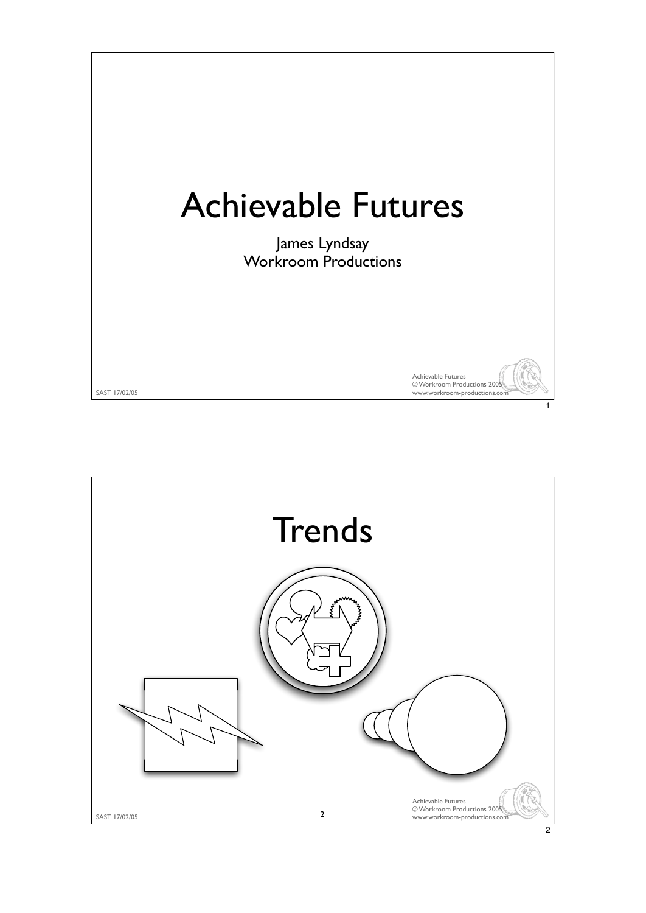# Achievable Futures

James Lyndsay
Workroom Productions

# Trends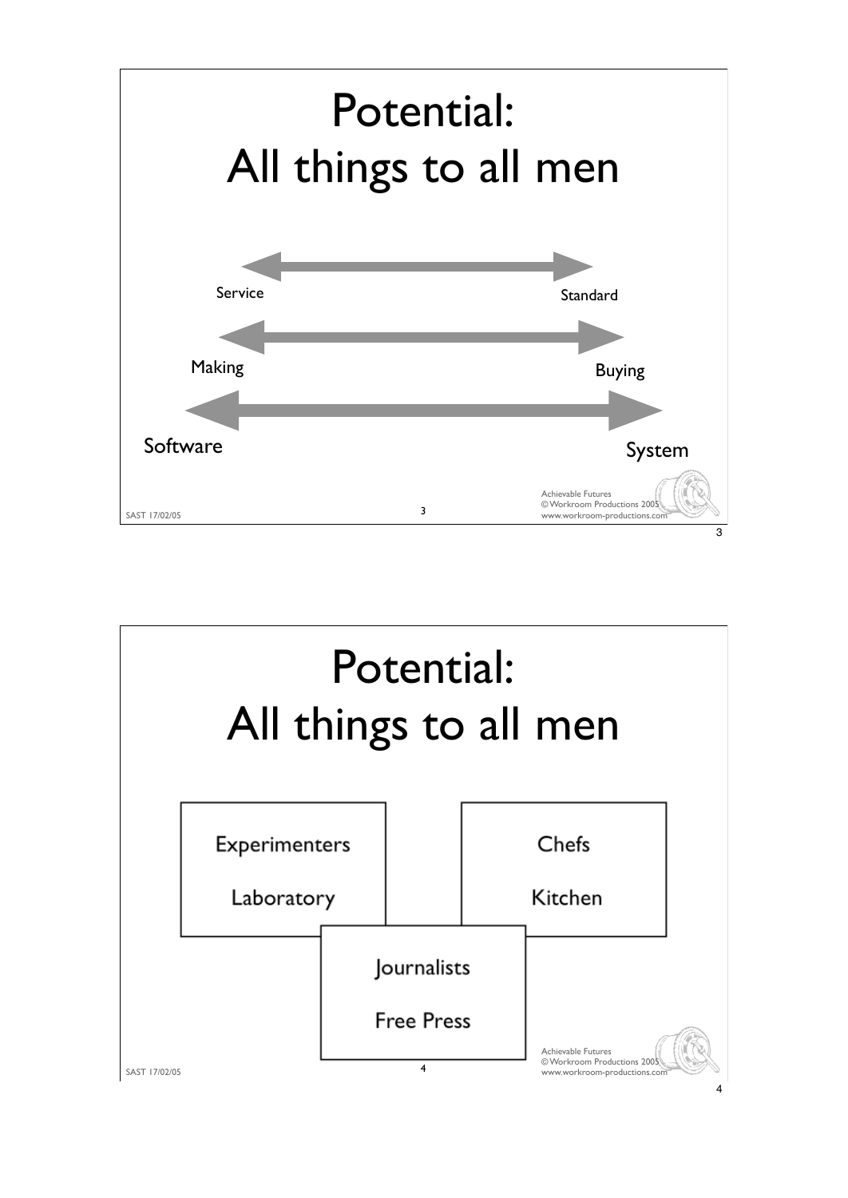# Potential: All things to all men

Service ↔ Standard

Making ↔ Buying

Software ↔ System

# Potential: All things to all men

Experimenters

Laboratory

Chefs

Kitchen

Journalists

Free Press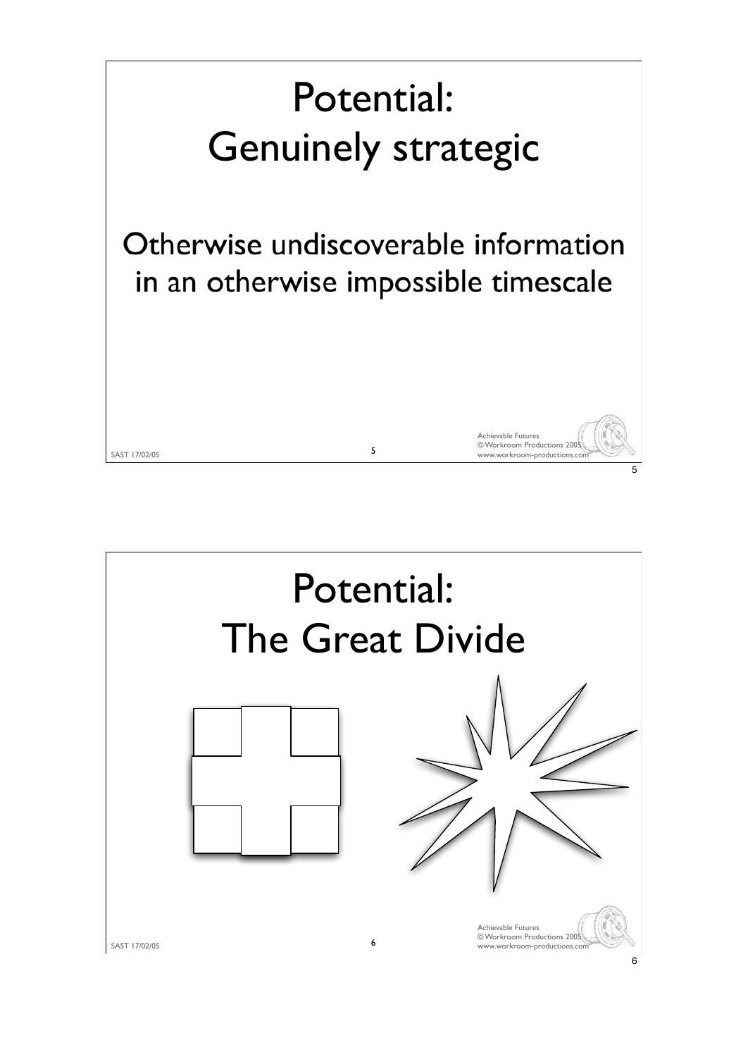# Potential: Genuinely strategic

Otherwise undiscoverable information in an otherwise impossible timescale

# Potential: The Great Divide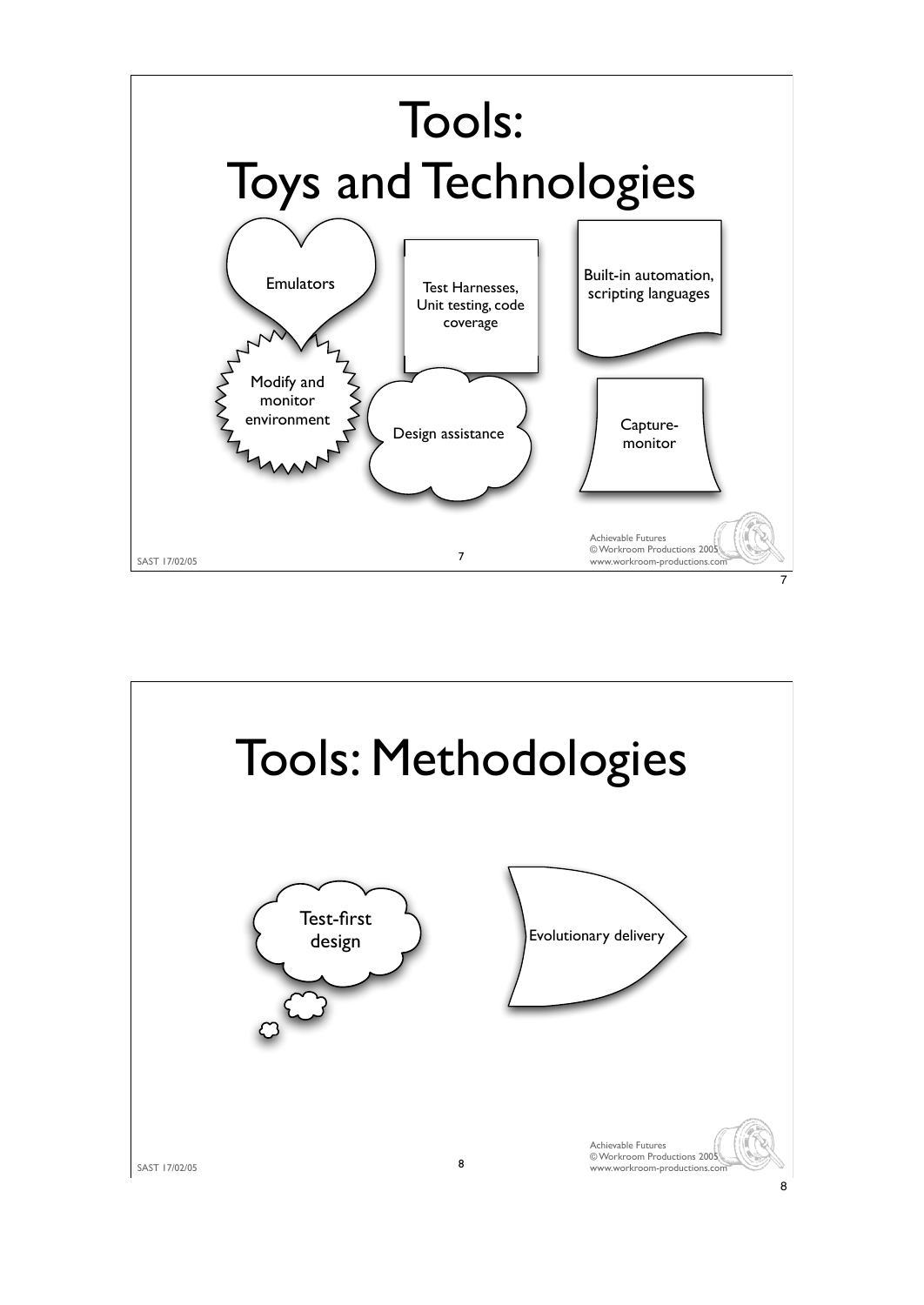# Tools: Toys and Technologies

- Emulators
- Test Harnesses, Unit testing, code coverage
- Built-in automation, scripting languages
- Modify and monitor environment
- Design assistance
- Capture-monitor

Achievable Futures
© Workroom Productions 2005
www.workroom-productions.com

# Tools: Methodologies

- Test-first design
- Evolutionary delivery

Achievable Futures
© Workroom Productions 2005
www.workroom-productions.com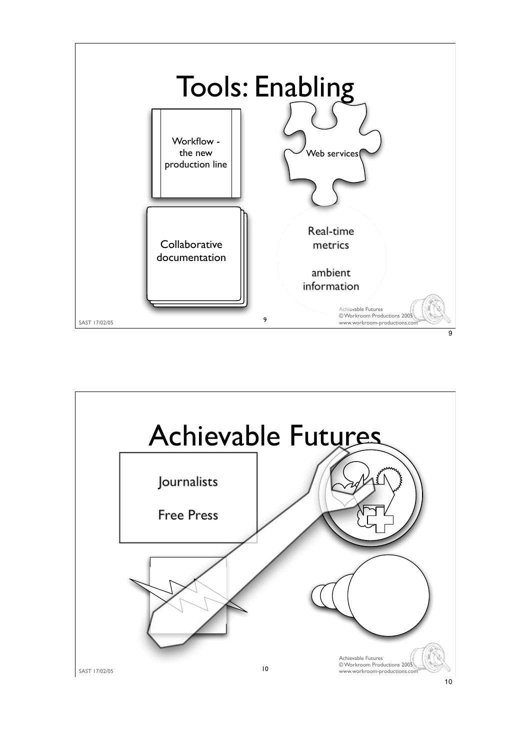# Tools: Enabling

Workflow - the new production line

Web services

Collaborative documentation

Real-time metrics

ambient information

# Achievable Futures

Journalists

Free Press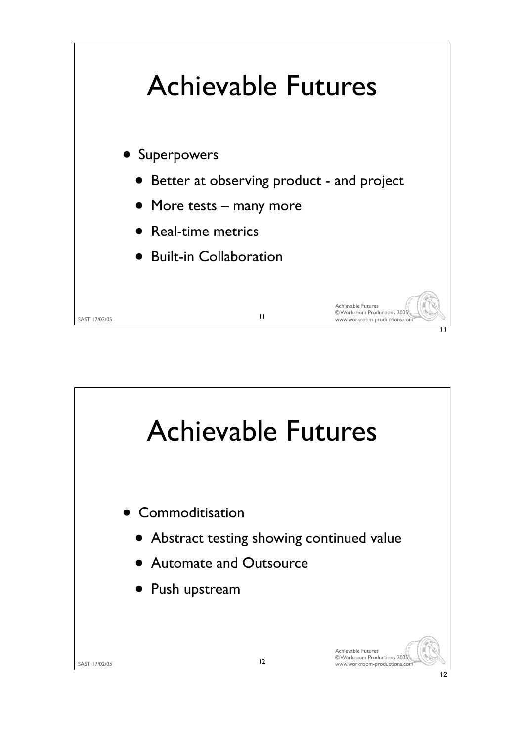# Achievable Futures

- Superpowers
  - Better at observing product - and project
  - More tests – many more
  - Real-time metrics
  - Built-in Collaboration

# Achievable Futures

- Commoditisation
  - Abstract testing showing continued value
  - Automate and Outsource
  - Push upstream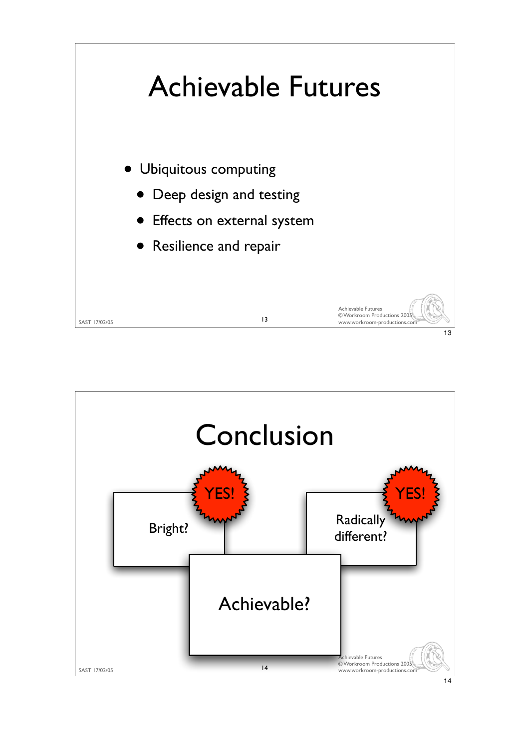# Achievable Futures

- Ubiquitous computing
  - Deep design and testing
  - Effects on external system
  - Resilience and repair

# Conclusion

Bright? YES!

Radically different? YES!

Achievable?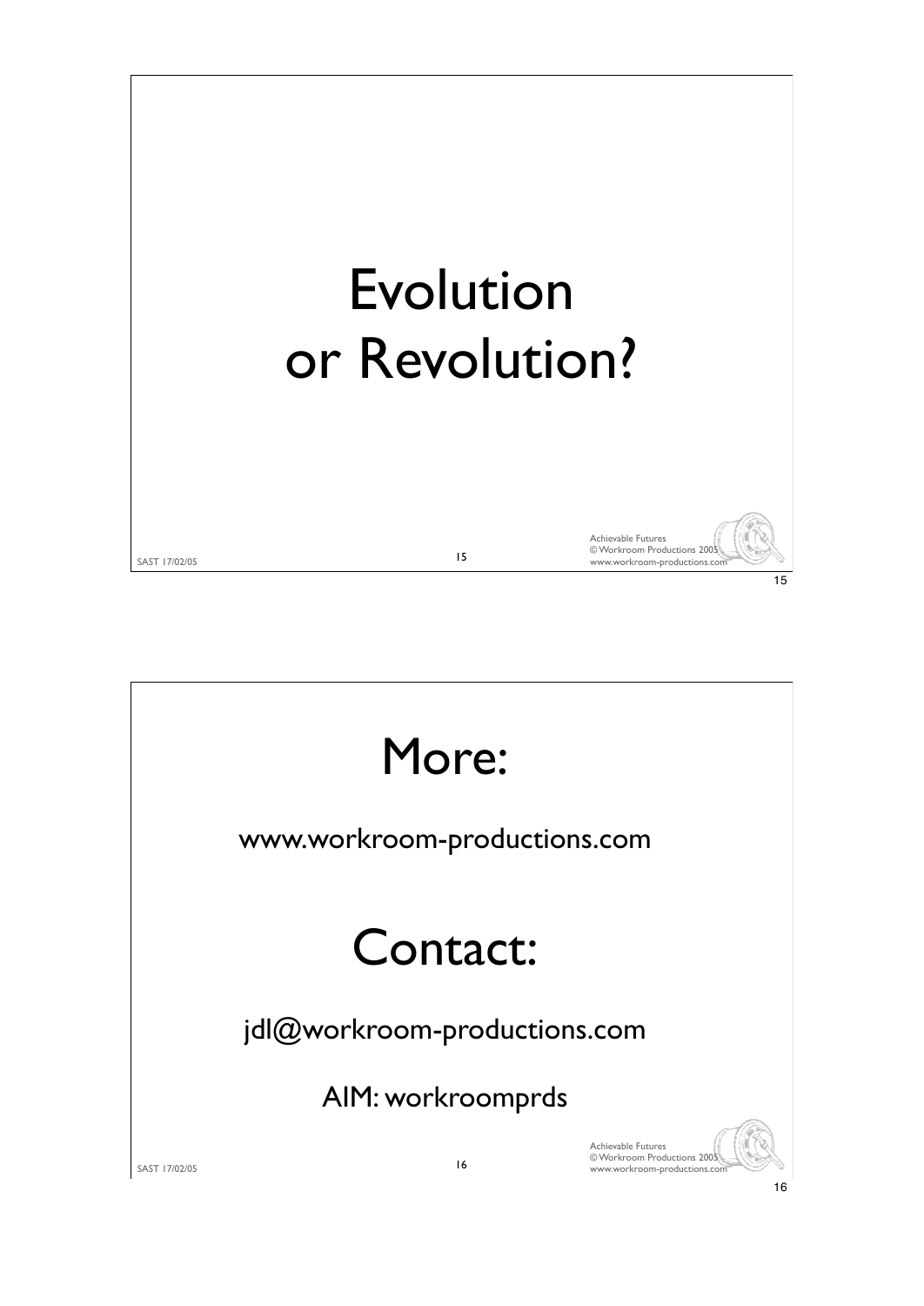# Evolution or Revolution?

# More:

www.workroom-productions.com

# Contact:

jdl@workroom-productions.com

AIM: workroomprds